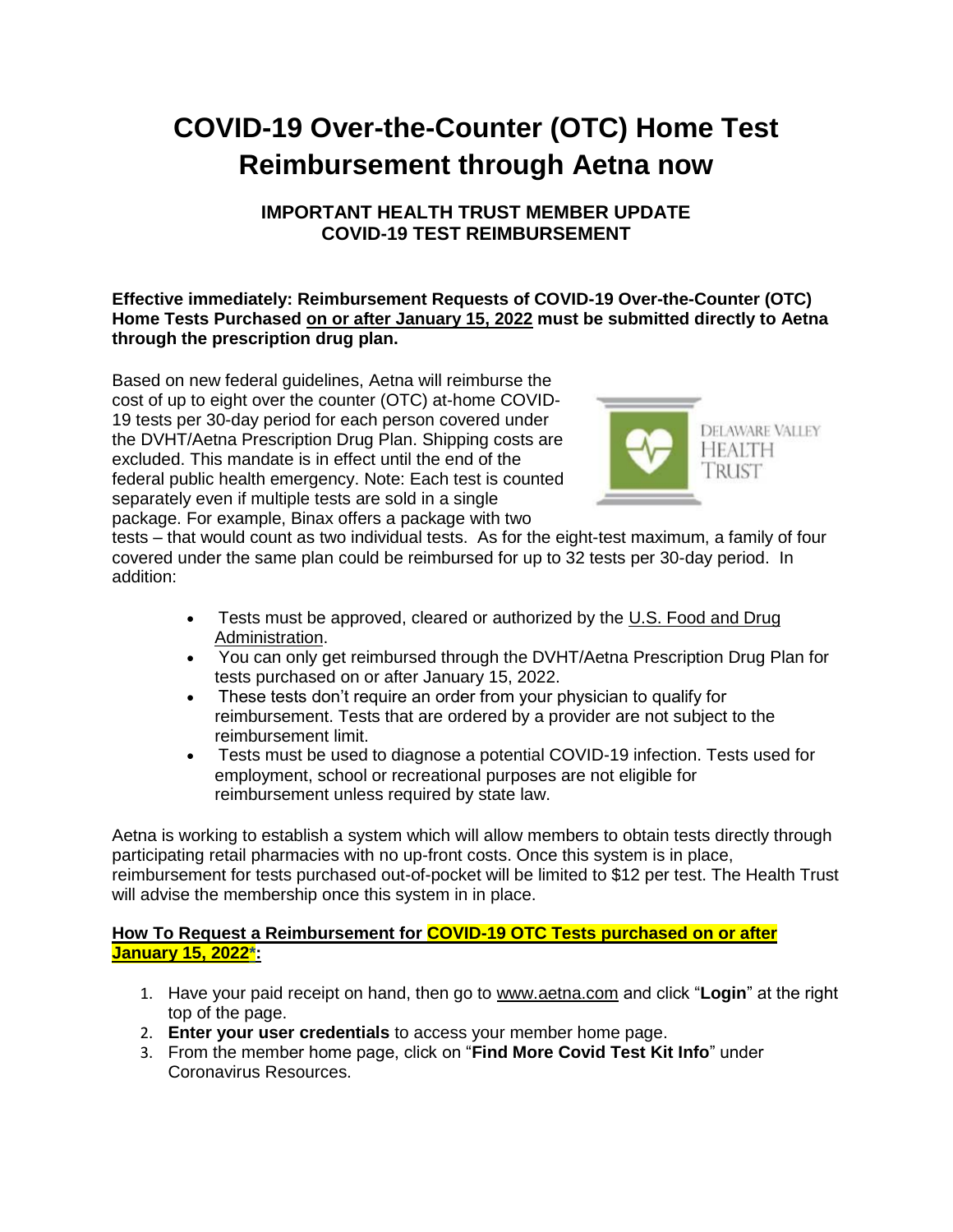# COVID-19 Over-the-Counter (OTC) Home Test Reimbursement through Aetna now

## IMPORTANT HEALTH TRUST MEMBER UPDATE
## COVID-19 TEST REIMBURSEMENT

**Effective immediately: Reimbursement Requests of COVID-19 Over-the-Counter (OTC) Home Tests Purchased on or after January 15, 2022 must be submitted directly to Aetna through the prescription drug plan.**

Based on new federal guidelines, Aetna will reimburse the cost of up to eight over the counter (OTC) at-home COVID-19 tests per 30-day period for each person covered under the DVHT/Aetna Prescription Drug Plan. Shipping costs are excluded. This mandate is in effect until the end of the federal public health emergency. Note: Each test is counted separately even if multiple tests are sold in a single package. For example, Binax offers a package with two tests – that would count as two individual tests. As for the eight-test maximum, a family of four covered under the same plan could be reimbursed for up to 32 tests per 30-day period. In addition:

- Tests must be approved, cleared or authorized by the U.S. Food and Drug Administration.
- You can only get reimbursed through the DVHT/Aetna Prescription Drug Plan for tests purchased on or after January 15, 2022.
- These tests don't require an order from your physician to qualify for reimbursement. Tests that are ordered by a provider are not subject to the reimbursement limit.
- Tests must be used to diagnose a potential COVID-19 infection. Tests used for employment, school or recreational purposes are not eligible for reimbursement unless required by state law.

Aetna is working to establish a system which will allow members to obtain tests directly through participating retail pharmacies with no up-front costs. Once this system is in place, reimbursement for tests purchased out-of-pocket will be limited to $12 per test. The Health Trust will advise the membership once this system in in place.

**How To Request a Reimbursement for COVID-19 OTC Tests purchased on or after January 15, 2022*:**

1. Have your paid receipt on hand, then go to www.aetna.com and click "**Login**" at the right top of the page.
2. **Enter your user credentials** to access your member home page.
3. From the member home page, click on "**Find More Covid Test Kit Info**" under Coronavirus Resources.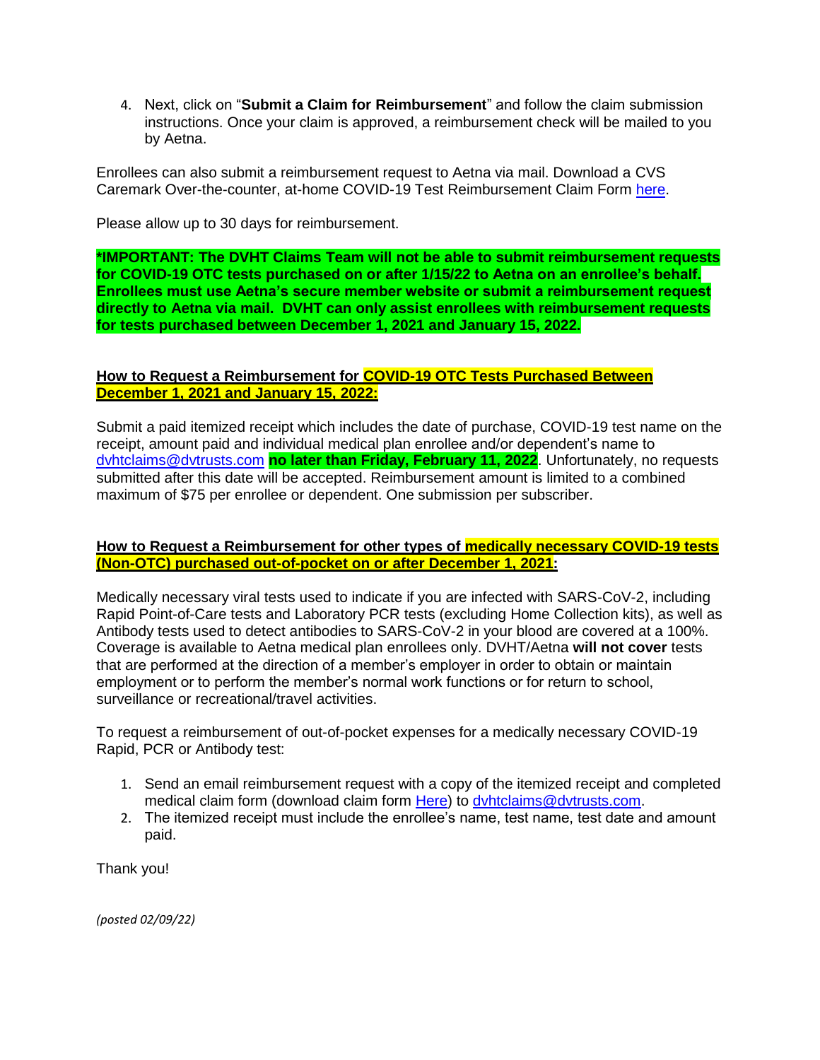4. Next, click on "**Submit a Claim for Reimbursement**" and follow the claim submission instructions. Once your claim is approved, a reimbursement check will be mailed to you by Aetna.

Enrollees can also submit a reimbursement request to Aetna via mail. Download a CVS Caremark Over-the-counter, at-home COVID-19 Test Reimbursement Claim Form here.

Please allow up to 30 days for reimbursement.

***IMPORTANT: The DVHT Claims Team will not be able to submit reimbursement requests for COVID-19 OTC tests purchased on or after 1/15/22 to Aetna on an enrollee's behalf. Enrollees must use Aetna's secure member website or submit a reimbursement request directly to Aetna via mail. DVHT can only assist enrollees with reimbursement requests for tests purchased between December 1, 2021 and January 15, 2022.**

**How to Request a Reimbursement for COVID-19 OTC Tests Purchased Between December 1, 2021 and January 15, 2022:**

Submit a paid itemized receipt which includes the date of purchase, COVID-19 test name on the receipt, amount paid and individual medical plan enrollee and/or dependent's name to dvhtclaims@dvtrusts.com **no later than Friday, February 11, 2022**. Unfortunately, no requests submitted after this date will be accepted. Reimbursement amount is limited to a combined maximum of $75 per enrollee or dependent. One submission per subscriber.

**How to Request a Reimbursement for other types of medically necessary COVID-19 tests (Non-OTC) purchased out-of-pocket on or after December 1, 2021:**

Medically necessary viral tests used to indicate if you are infected with SARS-CoV-2, including Rapid Point-of-Care tests and Laboratory PCR tests (excluding Home Collection kits), as well as Antibody tests used to detect antibodies to SARS-CoV-2 in your blood are covered at a 100%. Coverage is available to Aetna medical plan enrollees only. DVHT/Aetna **will not cover** tests that are performed at the direction of a member's employer in order to obtain or maintain employment or to perform the member's normal work functions or for return to school, surveillance or recreational/travel activities.

To request a reimbursement of out-of-pocket expenses for a medically necessary COVID-19 Rapid, PCR or Antibody test:

1. Send an email reimbursement request with a copy of the itemized receipt and completed medical claim form (download claim form Here) to dvhtclaims@dvtrusts.com.
2. The itemized receipt must include the enrollee's name, test name, test date and amount paid.

Thank you!

*(posted 02/09/22)*